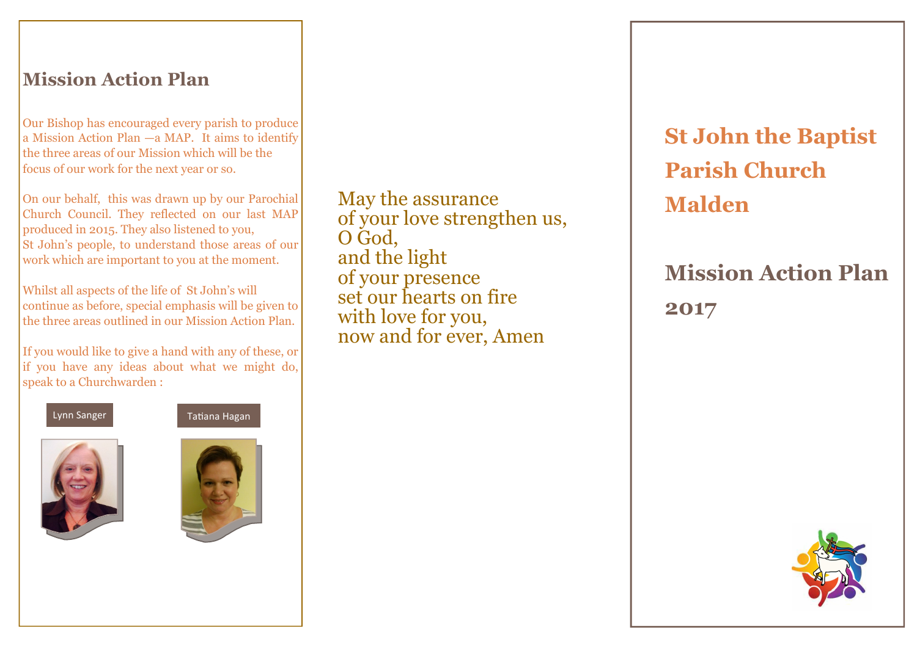## Mission Action Plan

Our Bishop has encouraged every parish to produce a Mission Action Plan —a MAP. It aims to identify the three areas of our Mission which will be the focus of our work for the next year or so.

On our behalf, this was drawn up by our Parochial Church Council. They reflected on our last MAP produced in 2015. They also listened to you, St John's people, to understand those areas of our work which are important to you at the moment.

Whilst all aspects of the life of St John's will continue as before, special emphasis will be given to the three areas outlined in our Mission Action Plan.

If you would like to give a hand with any of these, or if you have any ideas about what we might do, speak to a Churchwarden :

Lynn Sanger

Tatiana Hagan

May the assurance
of your love strengthen us,
O God,
and the light
of your presence
set our hearts on fire
with love for you,
now and for ever, Amen

# St John the Baptist Parish Church Malden

# Mission Action Plan 2017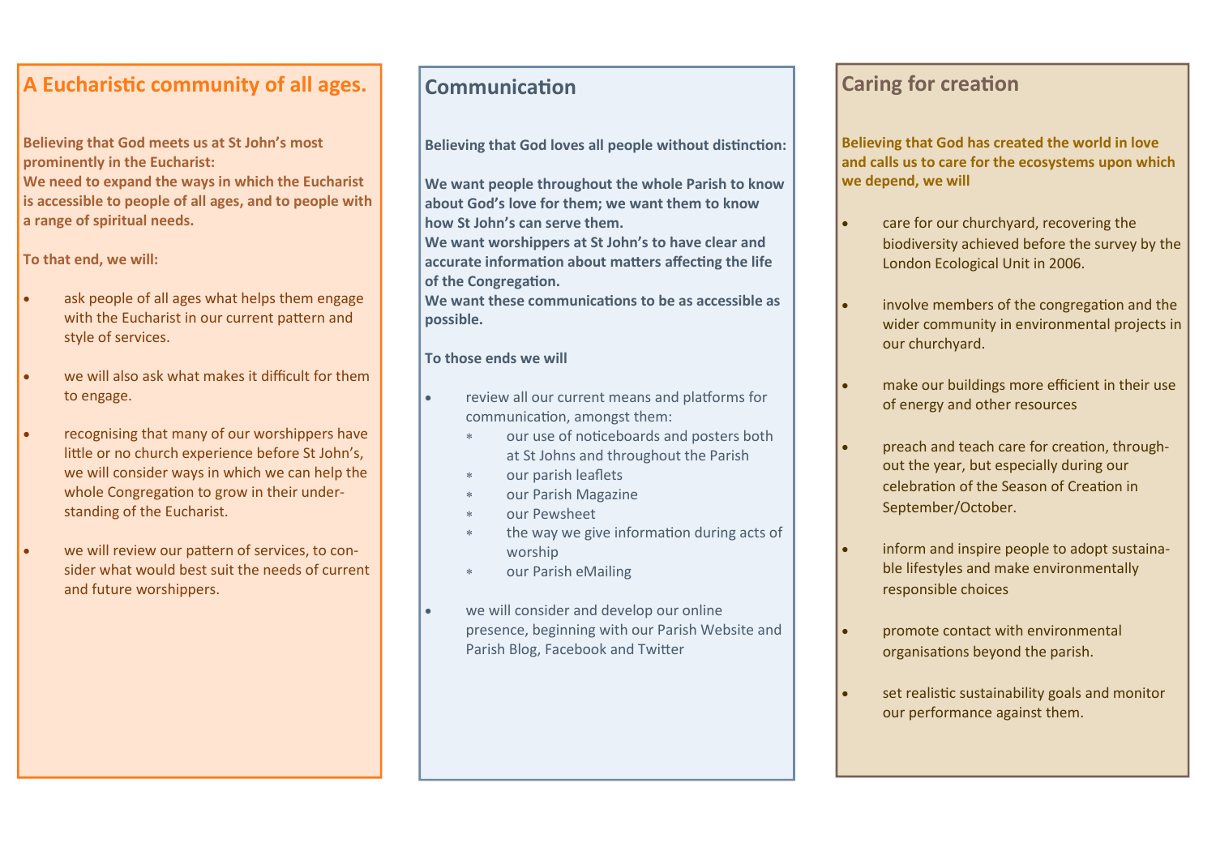## A Eucharistic community of all ages.

**Believing that God meets us at St John's most prominently in the Eucharist:**
**We need to expand the ways in which the Eucharist is accessible to people of all ages, and to people with a range of spiritual needs.**

**To that end, we will:**

- ask people of all ages what helps them engage with the Eucharist in our current pattern and style of services.
- we will also ask what makes it difficult for them to engage.
- recognising that many of our worshippers have little or no church experience before St John's, we will consider ways in which we can help the whole Congregation to grow in their understanding of the Eucharist.
- we will review our pattern of services, to consider what would best suit the needs of current and future worshippers.

## Communication

**Believing that God loves all people without distinction:**

**We want people throughout the whole Parish to know about God's love for them; we want them to know how St John's can serve them.**
**We want worshippers at St John's to have clear and accurate information about matters affecting the life of the Congregation.**
**We want these communications to be as accessible as possible.**

**To those ends we will**

- review all our current means and platforms for communication, amongst them:
  - our use of noticeboards and posters both at St Johns and throughout the Parish
  - our parish leaflets
  - our Parish Magazine
  - our Pewsheet
  - the way we give information during acts of worship
  - our Parish eMailing
- we will consider and develop our online presence, beginning with our Parish Website and Parish Blog, Facebook and Twitter

## Caring for creation

**Believing that God has created the world in love and calls us to care for the ecosystems upon which we depend, we will**

- care for our churchyard, recovering the biodiversity achieved before the survey by the London Ecological Unit in 2006.
- involve members of the congregation and the wider community in environmental projects in our churchyard.
- make our buildings more efficient in their use of energy and other resources
- preach and teach care for creation, throughout the year, but especially during our celebration of the Season of Creation in September/October.
- inform and inspire people to adopt sustainable lifestyles and make environmentally responsible choices
- promote contact with environmental organisations beyond the parish.
- set realistic sustainability goals and monitor our performance against them.